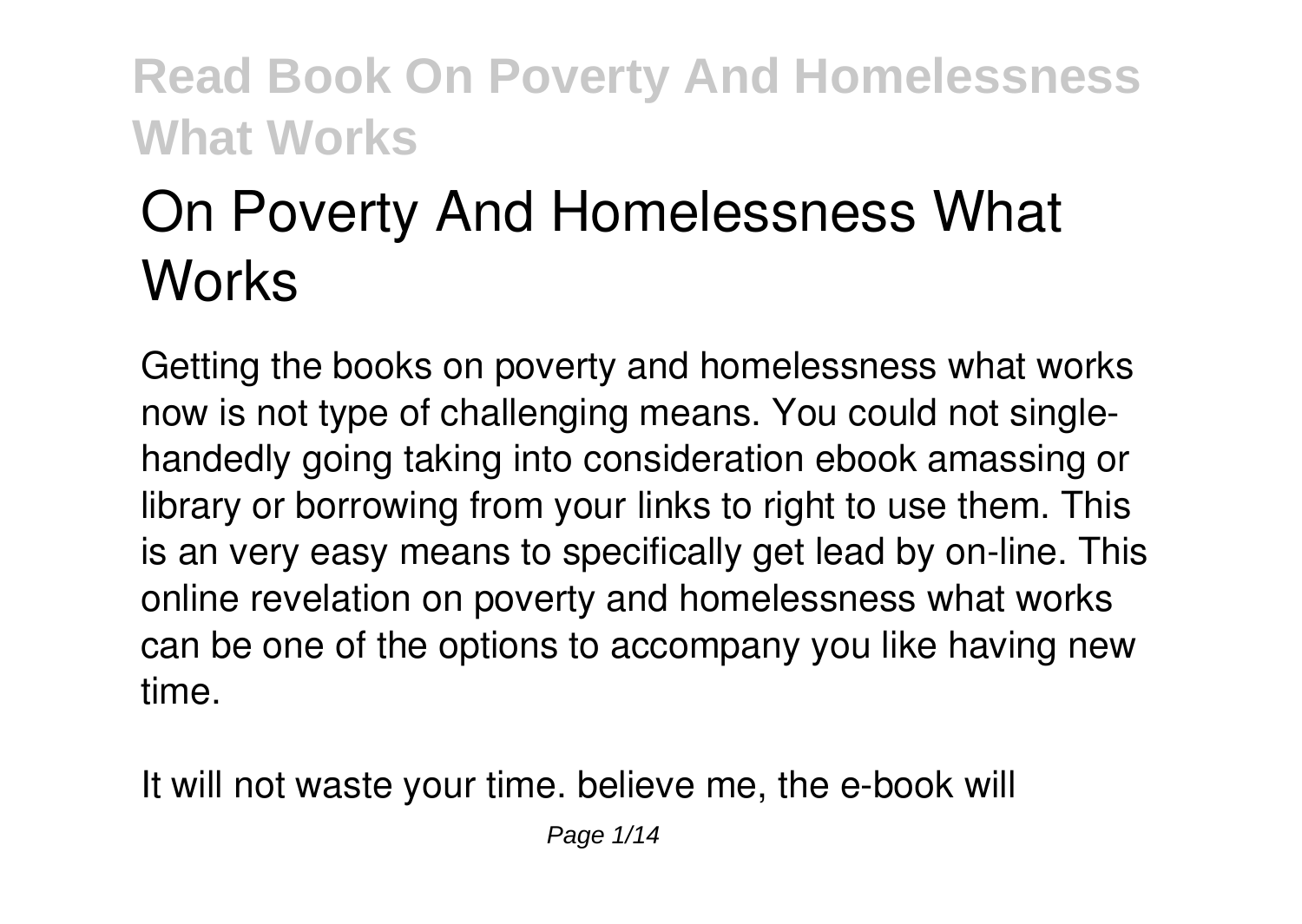# On Poverty And Homelessness What Works

Getting the books on poverty and homelessness what works now is not type of challenging means. You could not single-handedly going taking into consideration ebook amassing or library or borrowing from your links to right to use them. This is an very easy means to specifically get lead by on-line. This online revelation on poverty and homelessness what works can be one of the options to accompany you like having new time.

It will not waste your time. believe me, the e-book will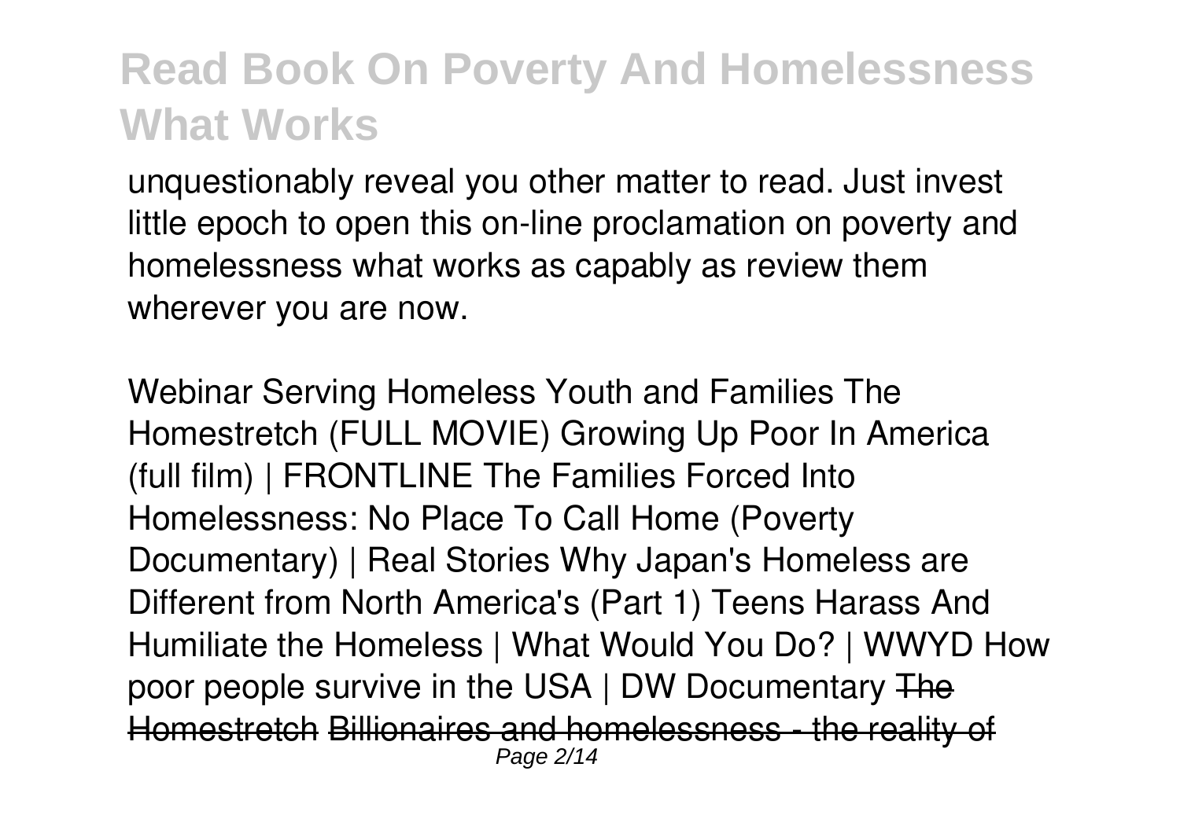unquestionably reveal you other matter to read. Just invest little epoch to open this on-line proclamation on poverty and homelessness what works as capably as review them wherever you are now.

Webinar Serving Homeless Youth and Families The Homestretch (FULL MOVIE) Growing Up Poor In America (full film) | FRONTLINE The Families Forced Into Homelessness: No Place To Call Home (Poverty Documentary) | Real Stories Why Japan's Homeless are Different from North America's (Part 1) Teens Harass And Humiliate the Homeless | What Would You Do? | WWYD How poor people survive in the USA | DW Documentary ~~The Homestretch~~ ~~Billionaires and homelessness - the reality of~~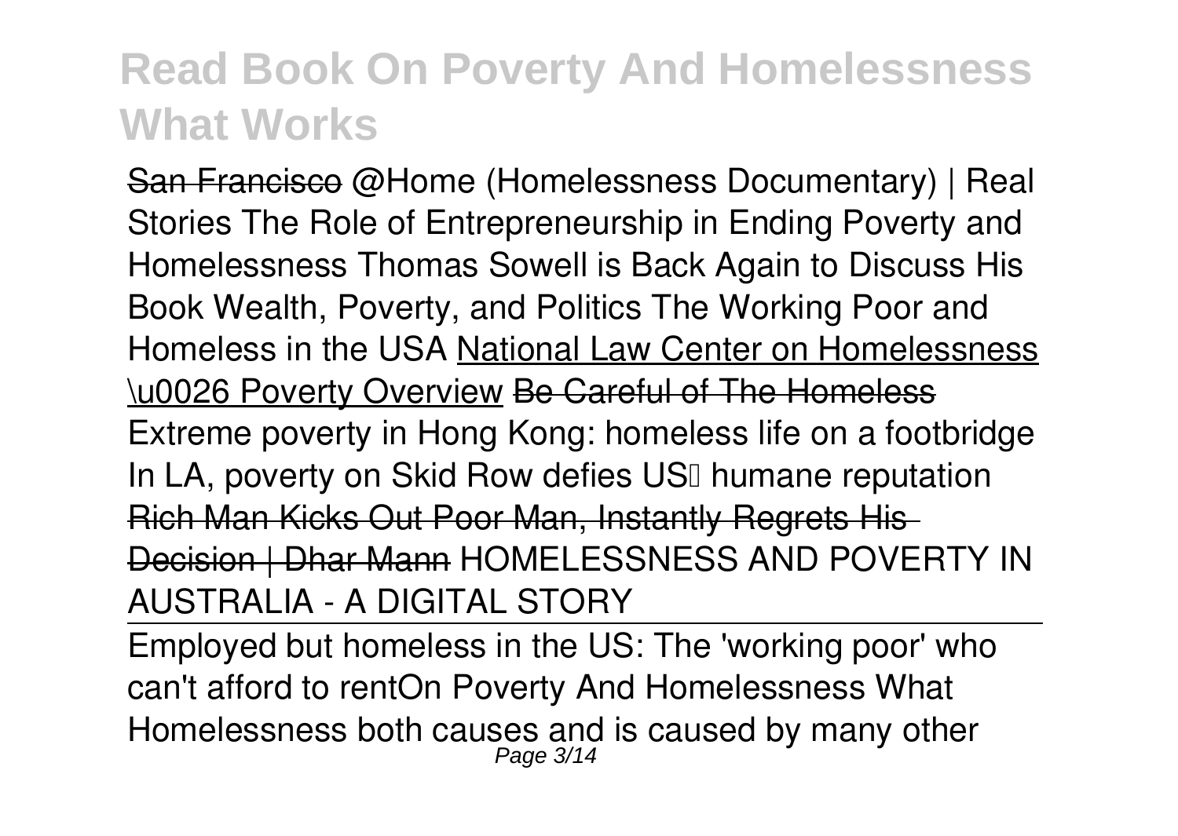~~San Francisco~~ @Home (Homelessness Documentary) | Real Stories The Role of Entrepreneurship in Ending Poverty and Homelessness Thomas Sowell is Back Again to Discuss His Book Wealth, Poverty, and Politics The Working Poor and Homeless in the USA National Law Center on Homelessness \u0026 Poverty Overview ~~Be Careful of The Homeless~~ Extreme poverty in Hong Kong: homeless life on a footbridge In LA, poverty on Skid Row defies US humane reputation ~~Rich Man Kicks Out Poor Man, Instantly Regrets His Decision | Dhar Mann~~ HOMELESSNESS AND POVERTY IN AUSTRALIA - A DIGITAL STORY

Employed but homeless in the US: The 'working poor' who can't afford to rentOn Poverty And Homelessness What Homelessness both causes and is caused by many other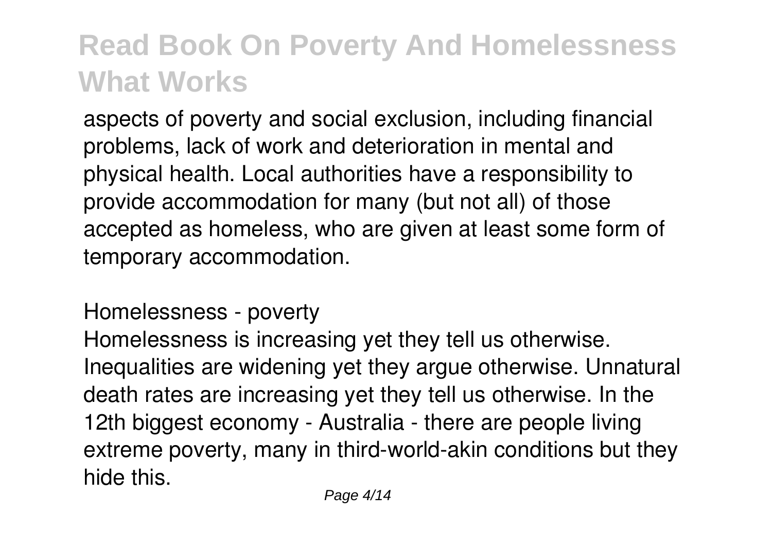aspects of poverty and social exclusion, including financial problems, lack of work and deterioration in mental and physical health. Local authorities have a responsibility to provide accommodation for many (but not all) of those accepted as homeless, who are given at least some form of temporary accommodation.

*Homelessness - poverty*

Homelessness is increasing yet they tell us otherwise. Inequalities are widening yet they argue otherwise. Unnatural death rates are increasing yet they tell us otherwise. In the 12th biggest economy - Australia - there are people living extreme poverty, many in third-world-akin conditions but they hide this.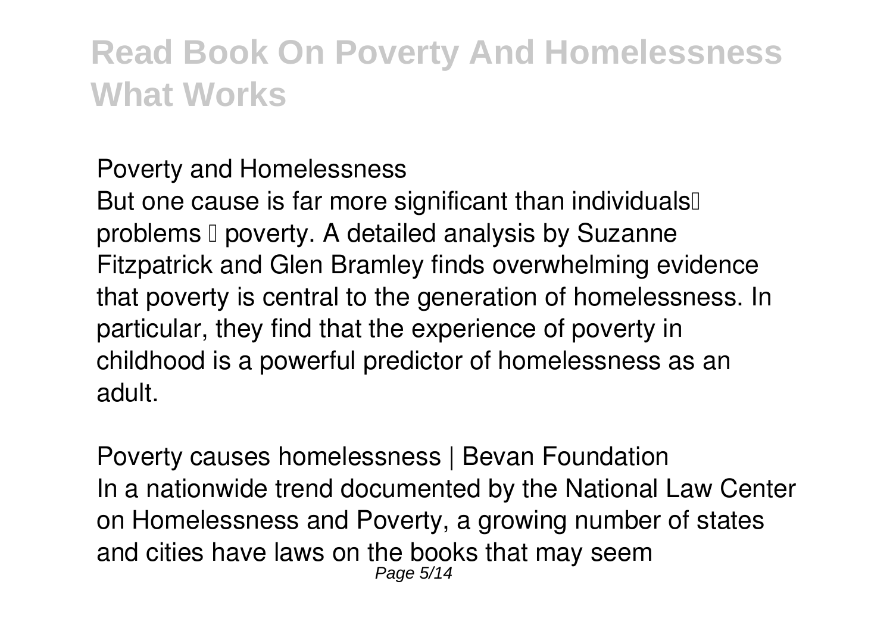**Poverty and Homelessness**

But one cause is far more significant than individuals' problems – poverty. A detailed analysis by Suzanne Fitzpatrick and Glen Bramley finds overwhelming evidence that poverty is central to the generation of homelessness. In particular, they find that the experience of poverty in childhood is a powerful predictor of homelessness as an adult.

**Poverty causes homelessness | Bevan Foundation**

In a nationwide trend documented by the National Law Center on Homelessness and Poverty, a growing number of states and cities have laws on the books that may seem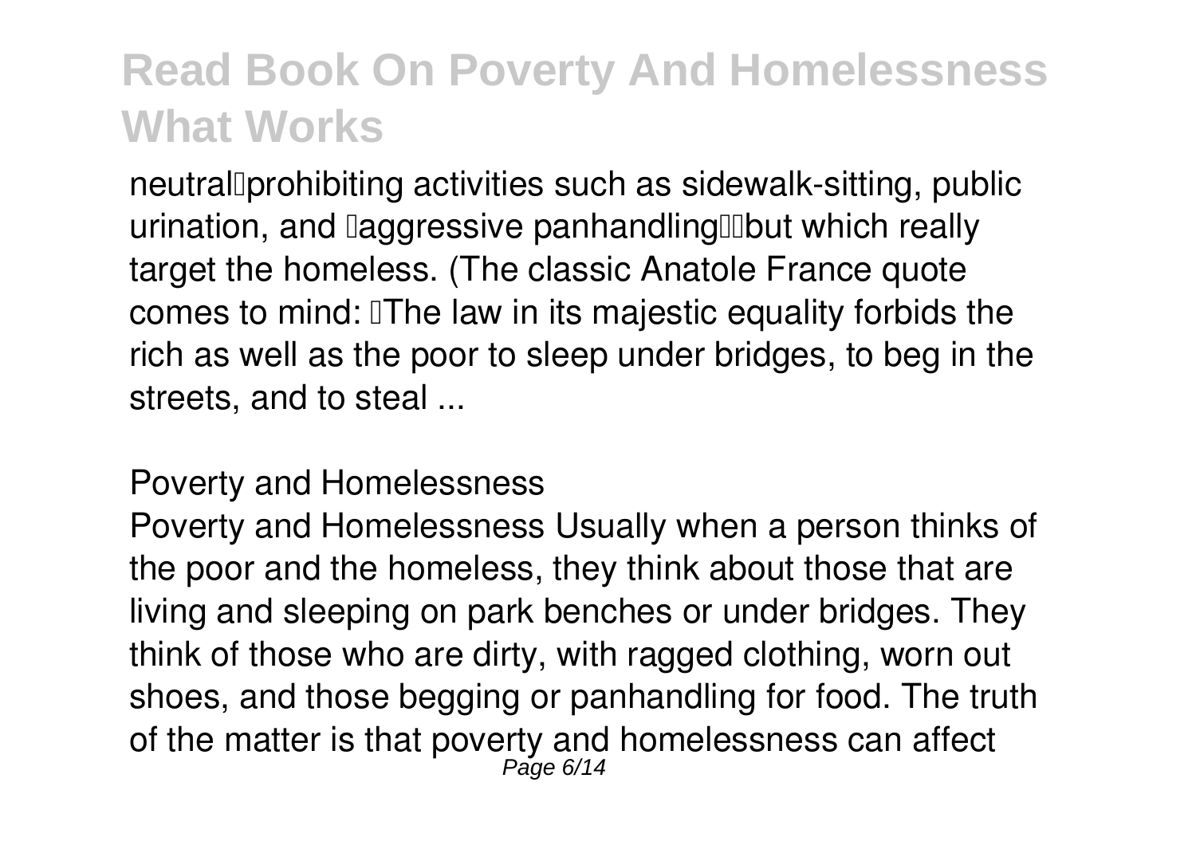neutral—prohibiting activities such as sidewalk-sitting, public urination, and "aggressive panhandling"—but which really target the homeless. (The classic Anatole France quote comes to mind: "The law in its majestic equality forbids the rich as well as the poor to sleep under bridges, to beg in the streets, and to steal ...

## Poverty and Homelessness

Poverty and Homelessness Usually when a person thinks of the poor and the homeless, they think about those that are living and sleeping on park benches or under bridges. They think of those who are dirty, with ragged clothing, worn out shoes, and those begging or panhandling for food. The truth of the matter is that poverty and homelessness can affect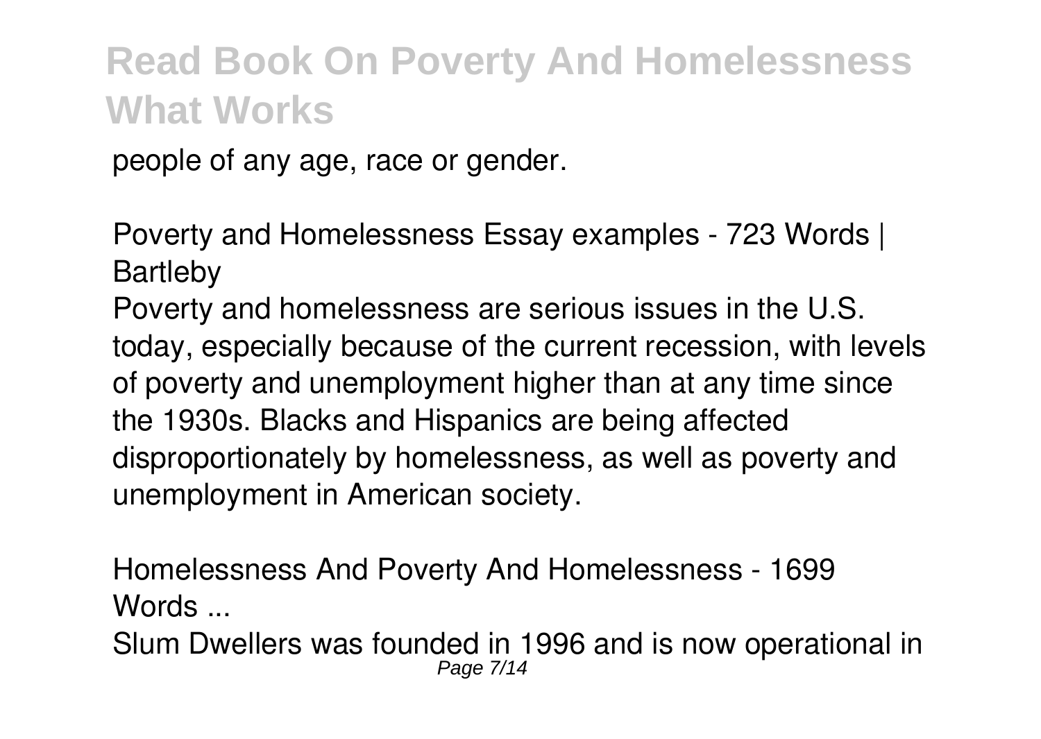people of any age, race or gender.

*Poverty and Homelessness Essay examples - 723 Words | Bartleby*

Poverty and homelessness are serious issues in the U.S. today, especially because of the current recession, with levels of poverty and unemployment higher than at any time since the 1930s. Blacks and Hispanics are being affected disproportionately by homelessness, as well as poverty and unemployment in American society.

*Homelessness And Poverty And Homelessness - 1699 Words ...*

Slum Dwellers was founded in 1996 and is now operational in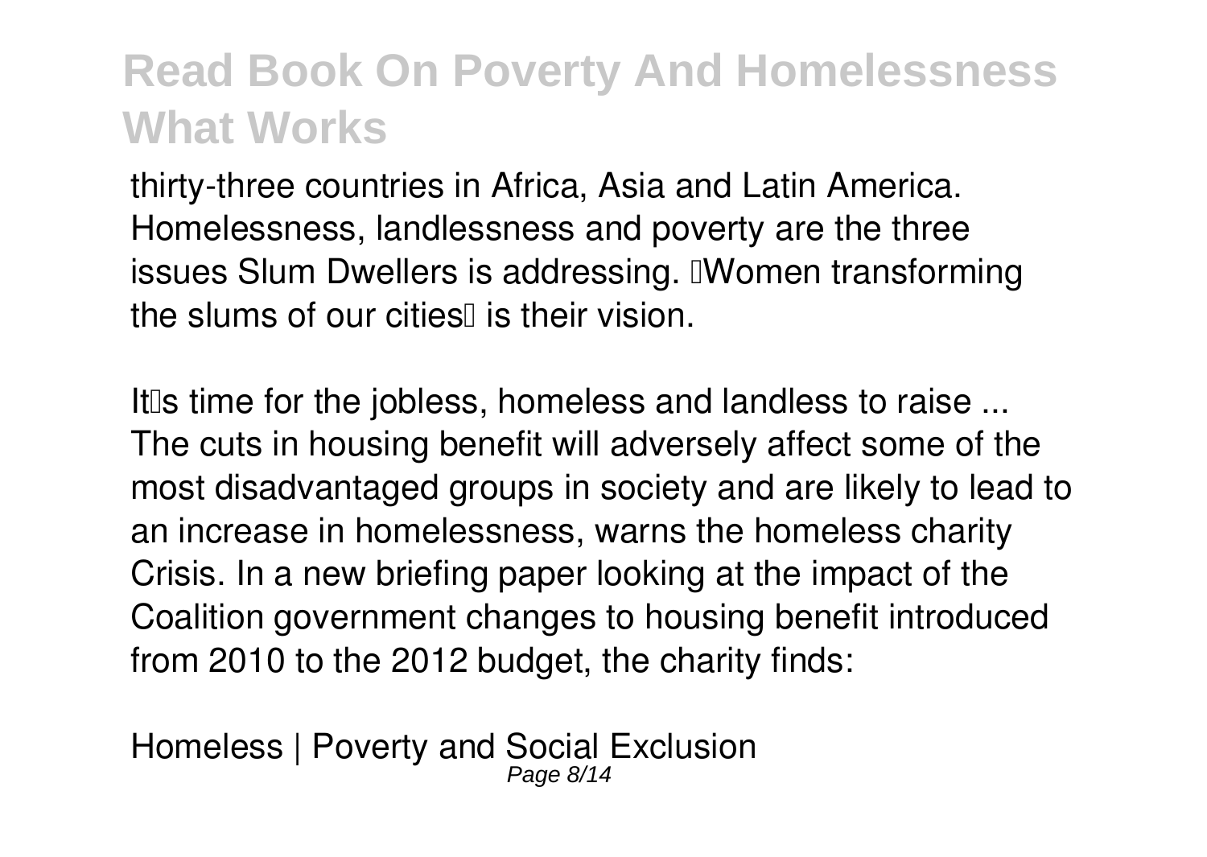thirty-three countries in Africa, Asia and Latin America. Homelessness, landlessness and poverty are the three issues Slum Dwellers is addressing. 'Women transforming the slums of our cities' is their vision.

*It's time for the jobless, homeless and landless to raise ...*
The cuts in housing benefit will adversely affect some of the most disadvantaged groups in society and are likely to lead to an increase in homelessness, warns the homeless charity Crisis. In a new briefing paper looking at the impact of the Coalition government changes to housing benefit introduced from 2010 to the 2012 budget, the charity finds:

*Homeless | Poverty and Social Exclusion*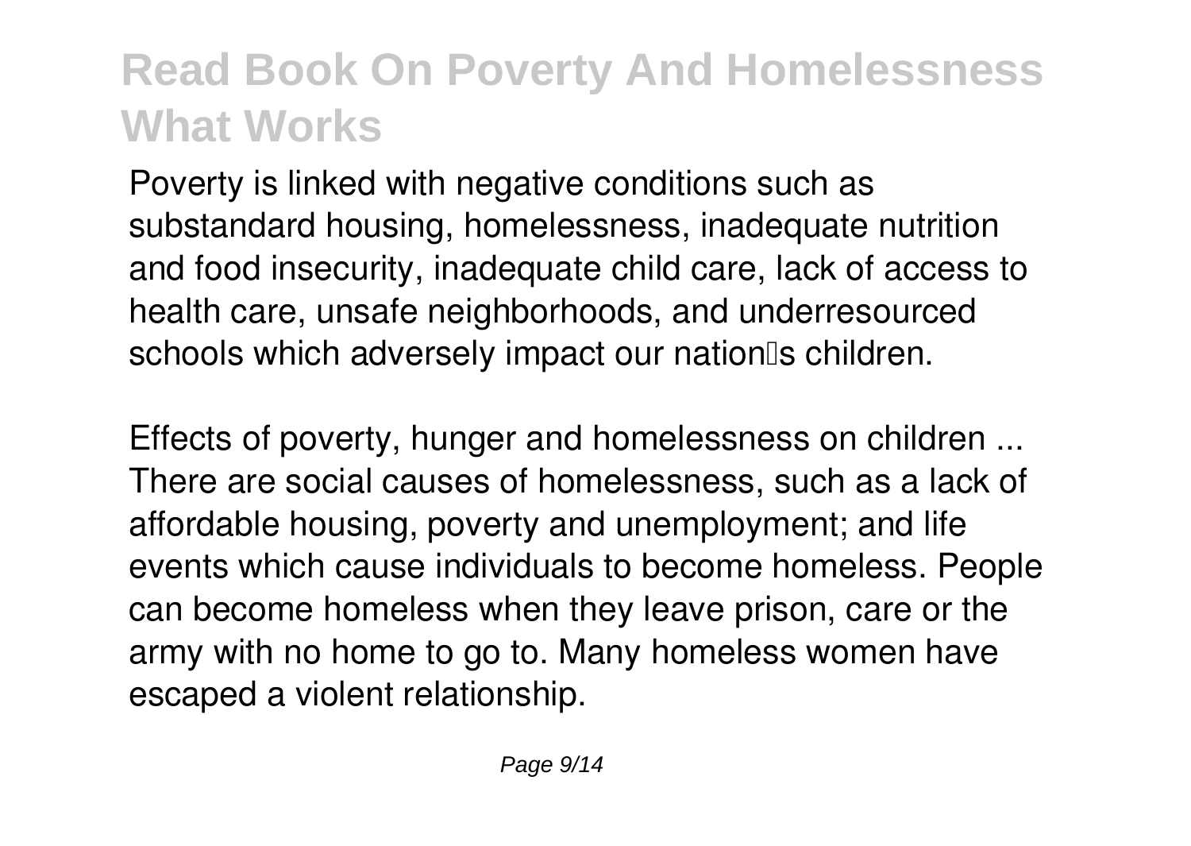Poverty is linked with negative conditions such as substandard housing, homelessness, inadequate nutrition and food insecurity, inadequate child care, lack of access to health care, unsafe neighborhoods, and underresourced schools which adversely impact our nation's children.

*Effects of poverty, hunger and homelessness on children ...*
There are social causes of homelessness, such as a lack of affordable housing, poverty and unemployment; and life events which cause individuals to become homeless. People can become homeless when they leave prison, care or the army with no home to go to. Many homeless women have escaped a violent relationship.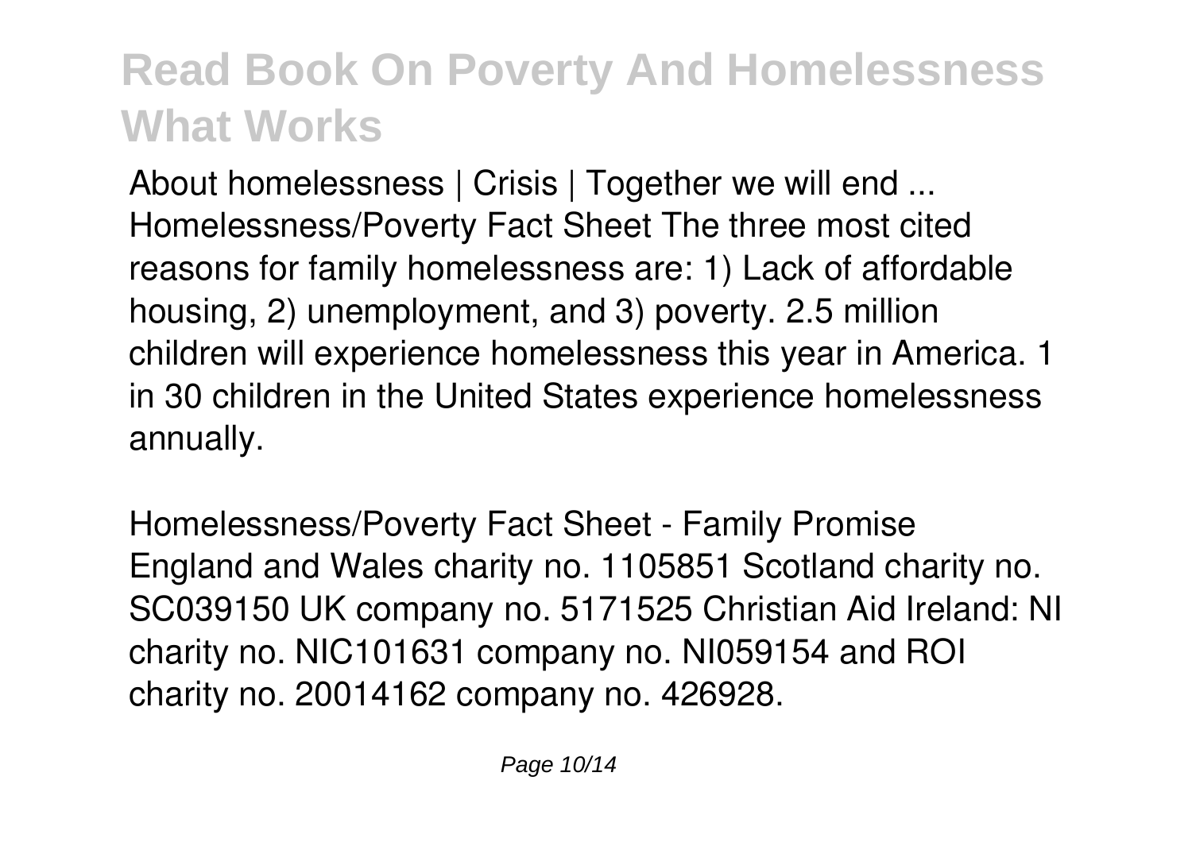## Read Book On Poverty And Homelessness What Works

About homelessness | Crisis | Together we will end ...
Homelessness/Poverty Fact Sheet The three most cited reasons for family homelessness are: 1) Lack of affordable housing, 2) unemployment, and 3) poverty. 2.5 million children will experience homelessness this year in America. 1 in 30 children in the United States experience homelessness annually.

Homelessness/Poverty Fact Sheet - Family Promise
England and Wales charity no. 1105851 Scotland charity no. SC039150 UK company no. 5171525 Christian Aid Ireland: NI charity no. NIC101631 company no. NI059154 and ROI charity no. 20014162 company no. 426928.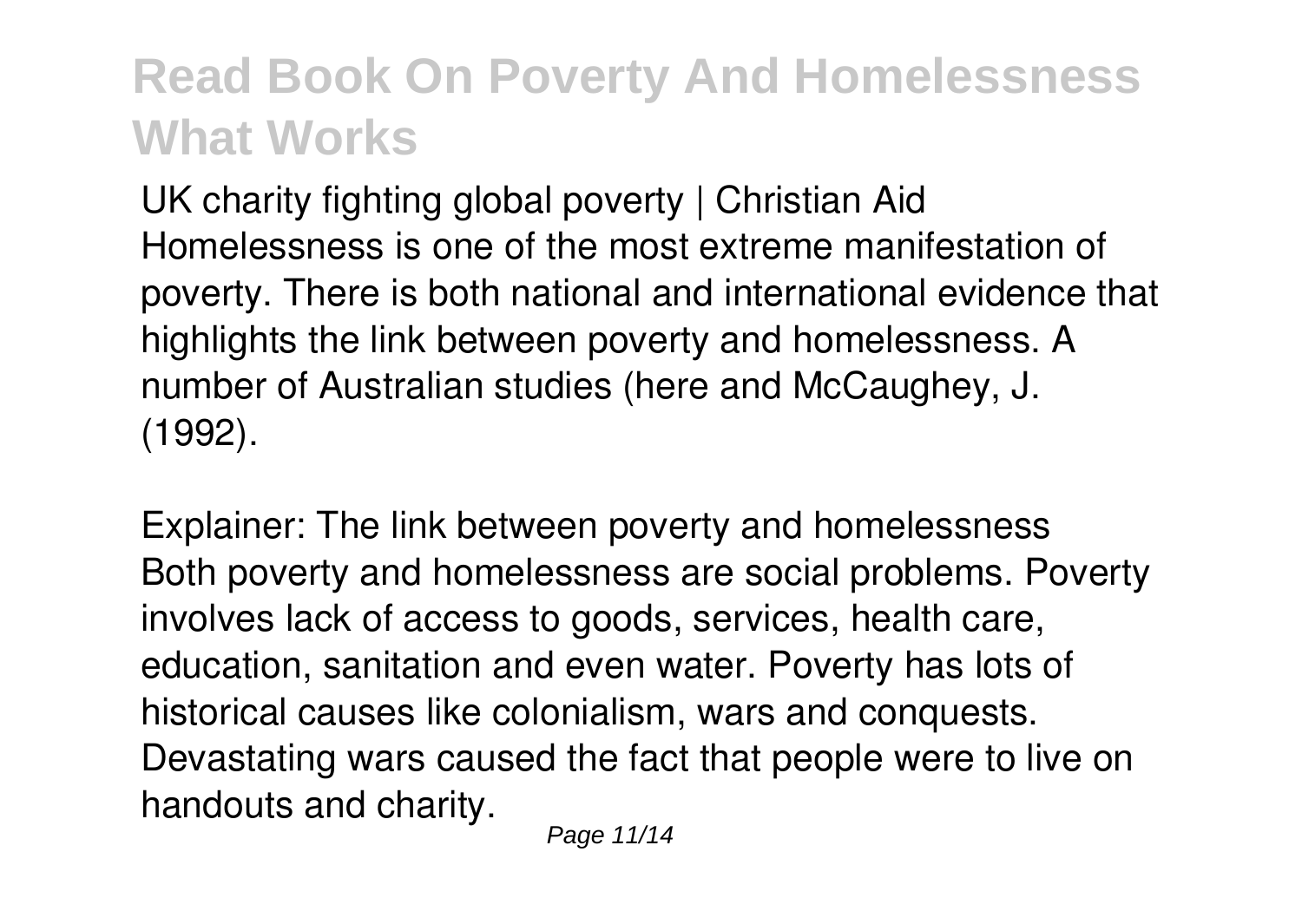UK charity fighting global poverty | Christian Aid
Homelessness is one of the most extreme manifestation of poverty. There is both national and international evidence that highlights the link between poverty and homelessness. A number of Australian studies (here and McCaughey, J. (1992).

Explainer: The link between poverty and homelessness
Both poverty and homelessness are social problems. Poverty involves lack of access to goods, services, health care, education, sanitation and even water. Poverty has lots of historical causes like colonialism, wars and conquests. Devastating wars caused the fact that people were to live on handouts and charity.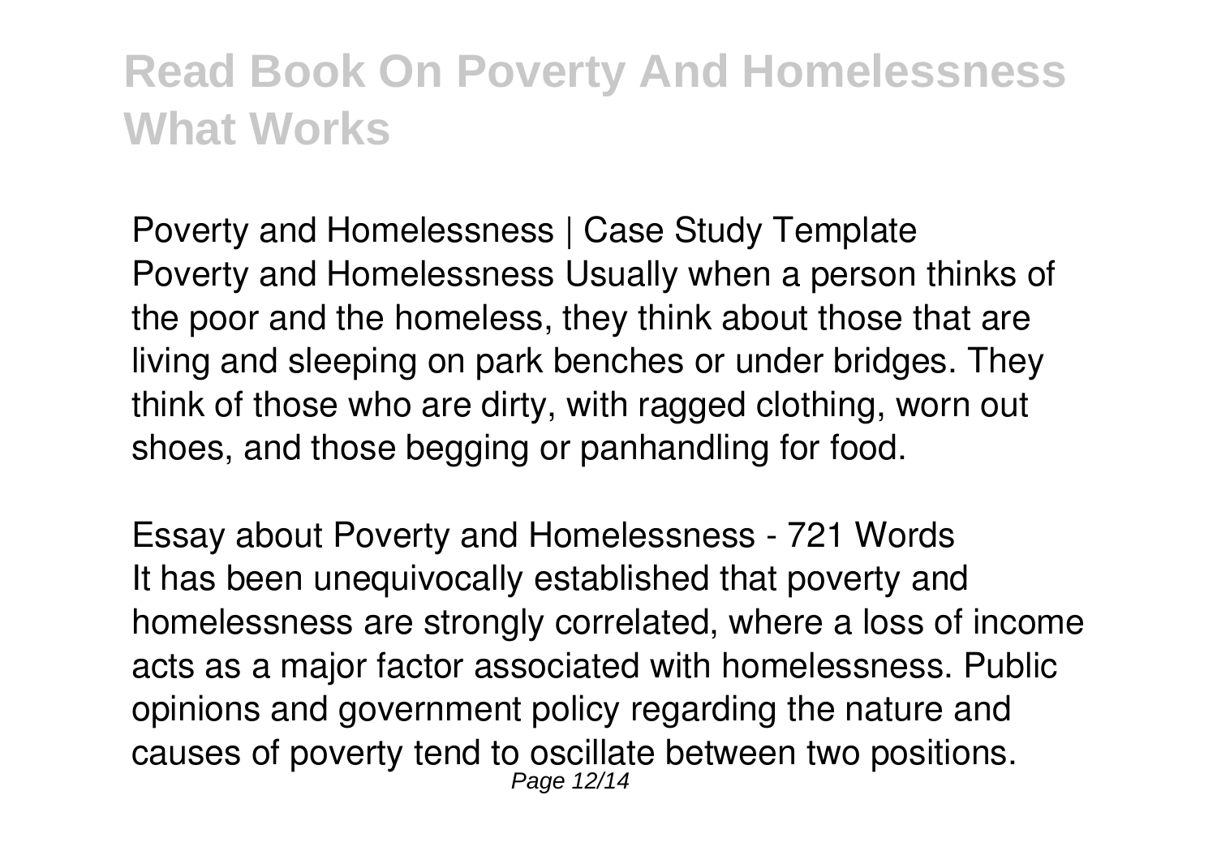*Poverty and Homelessness | Case Study Template*

Poverty and Homelessness Usually when a person thinks of the poor and the homeless, they think about those that are living and sleeping on park benches or under bridges. They think of those who are dirty, with ragged clothing, worn out shoes, and those begging or panhandling for food.

*Essay about Poverty and Homelessness - 721 Words*

It has been unequivocally established that poverty and homelessness are strongly correlated, where a loss of income acts as a major factor associated with homelessness. Public opinions and government policy regarding the nature and causes of poverty tend to oscillate between two positions.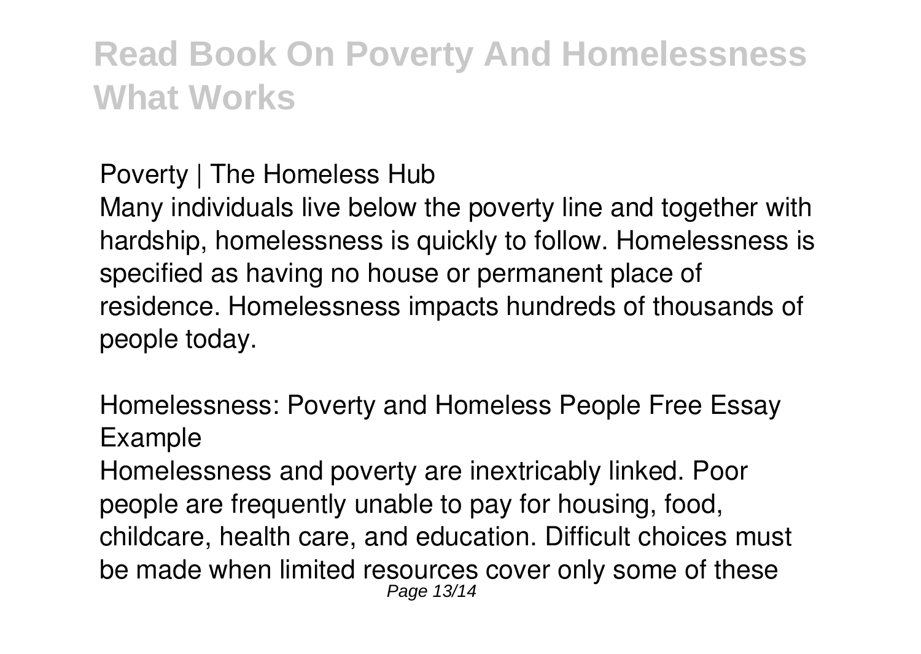**Poverty | The Homeless Hub**

Many individuals live below the poverty line and together with hardship, homelessness is quickly to follow. Homelessness is specified as having no house or permanent place of residence. Homelessness impacts hundreds of thousands of people today.

**Homelessness: Poverty and Homeless People Free Essay Example**

Homelessness and poverty are inextricably linked. Poor people are frequently unable to pay for housing, food, childcare, health care, and education. Difficult choices must be made when limited resources cover only some of these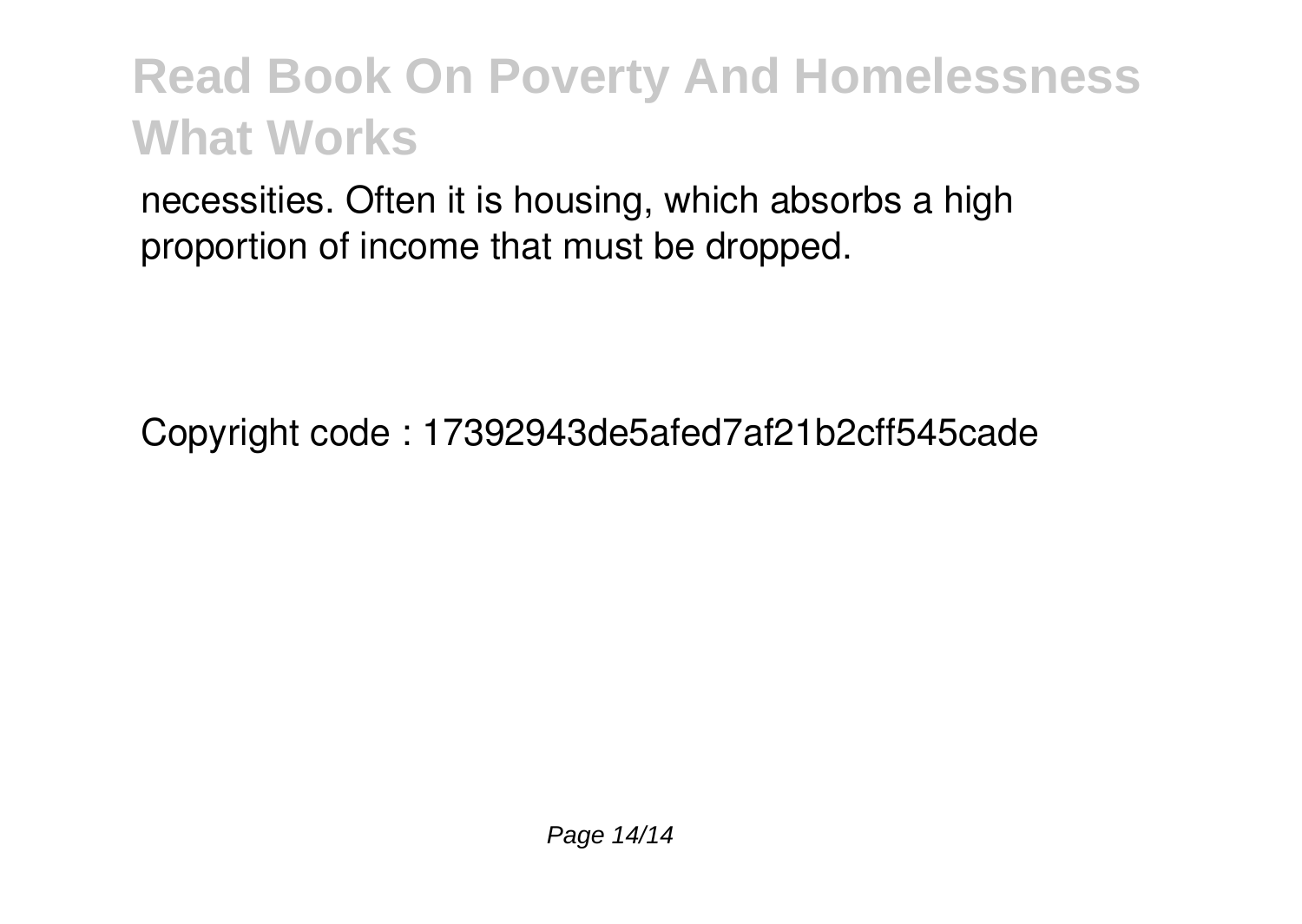necessities. Often it is housing, which absorbs a high proportion of income that must be dropped.

Copyright code : 17392943de5afed7af21b2cff545cade